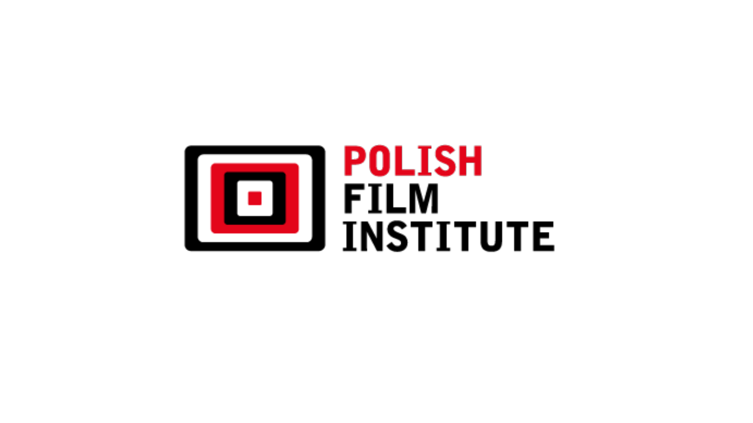POLISH
FILM
INSTITUTE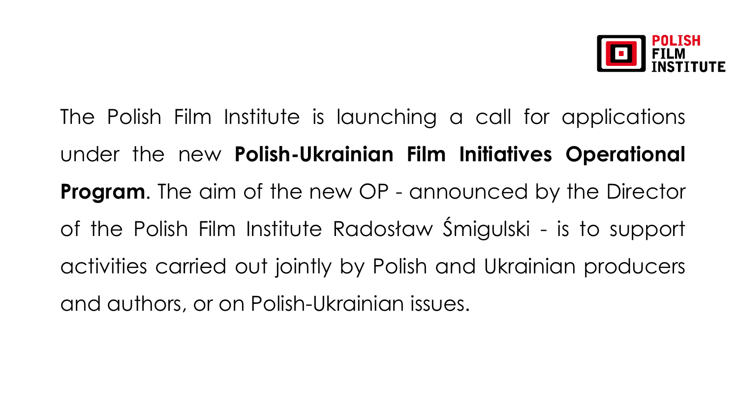The Polish Film Institute is launching a call for applications under the new **Polish-Ukrainian Film Initiatives Operational Program**. The aim of the new OP - announced by the Director of the Polish Film Institute Radosław Śmigulski - is to support activities carried out jointly by Polish and Ukrainian producers and authors, or on Polish-Ukrainian issues.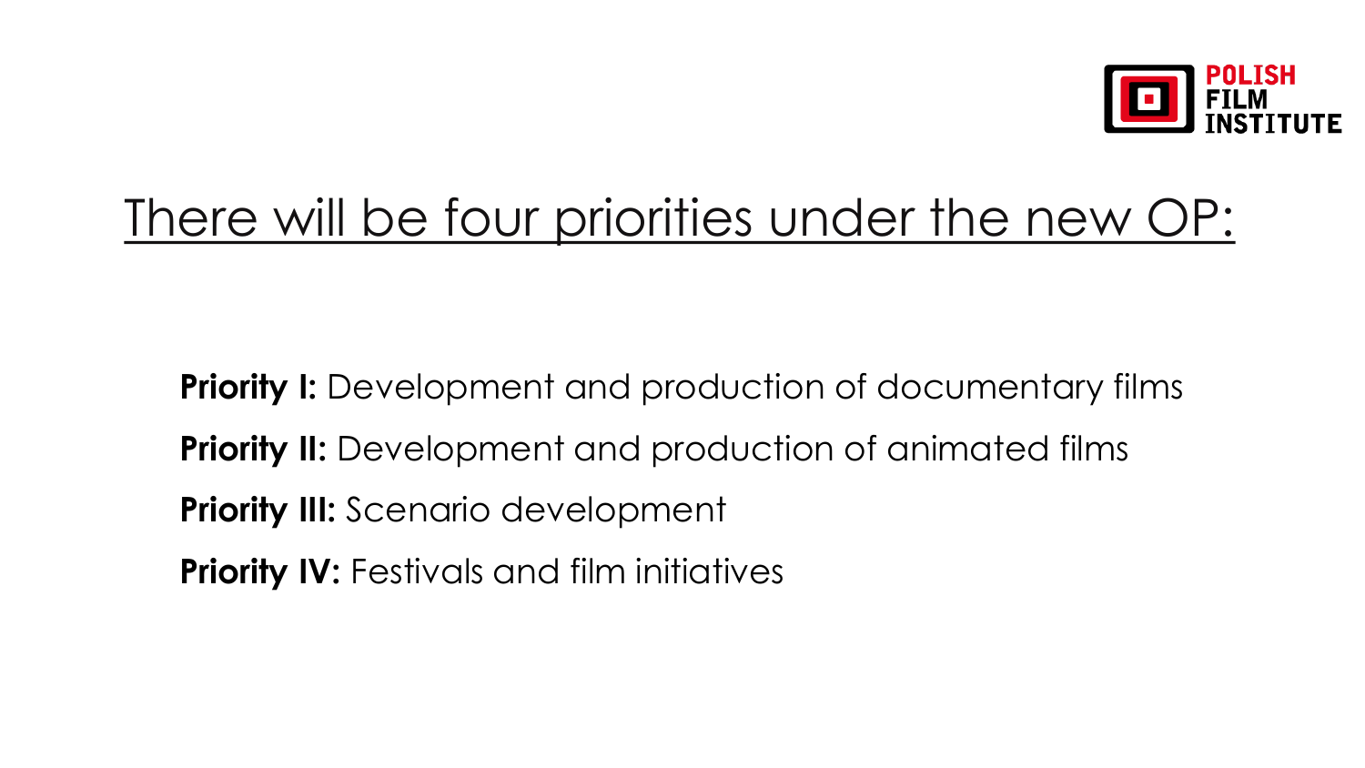# There will be four priorities under the new OP:

**Priority I:** Development and production of documentary films

**Priority II:** Development and production of animated films

**Priority III:** Scenario development

**Priority IV:** Festivals and film initiatives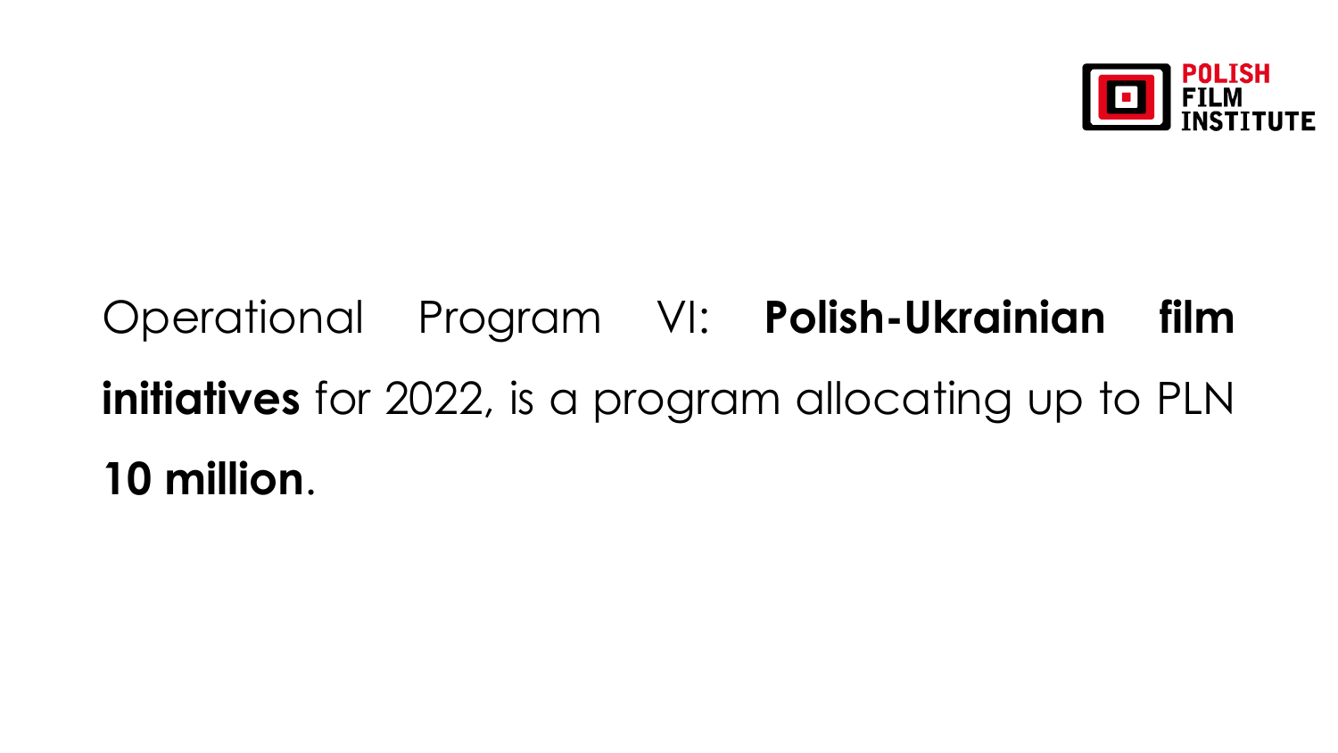Operational Program VI: **Polish-Ukrainian film initiatives** for 2022, is a program allocating up to PLN **10 million**.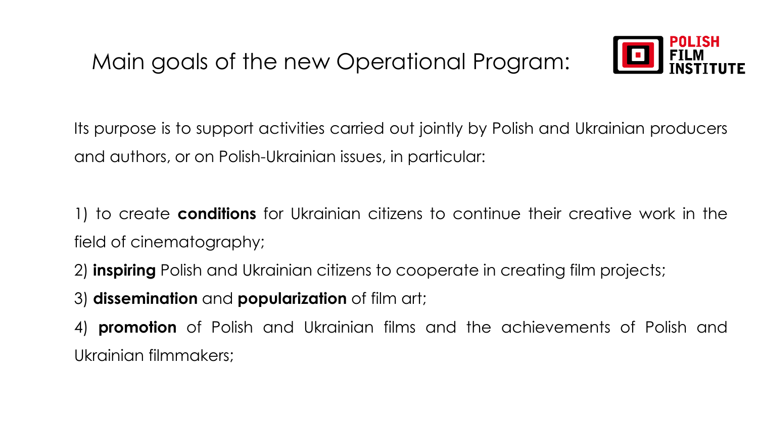# Main goals of the new Operational Program:

Its purpose is to support activities carried out jointly by Polish and Ukrainian producers and authors, or on Polish-Ukrainian issues, in particular:

1) to create **conditions** for Ukrainian citizens to continue their creative work in the field of cinematography;

2) **inspiring** Polish and Ukrainian citizens to cooperate in creating film projects;

3) **dissemination** and **popularization** of film art;

4) **promotion** of Polish and Ukrainian films and the achievements of Polish and Ukrainian filmmakers;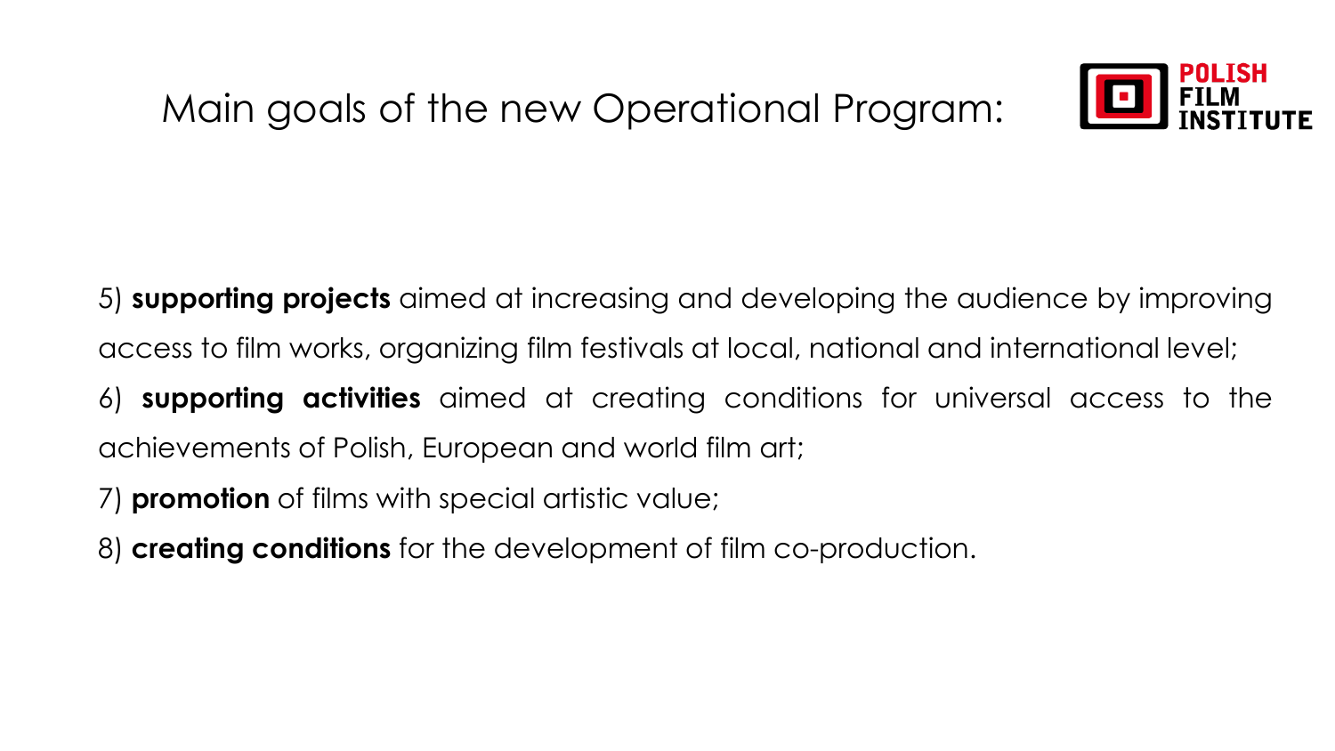# Main goals of the new Operational Program:

5) **supporting projects** aimed at increasing and developing the audience by improving access to film works, organizing film festivals at local, national and international level;

6) **supporting activities** aimed at creating conditions for universal access to the achievements of Polish, European and world film art;

7) **promotion** of films with special artistic value;

8) **creating conditions** for the development of film co-production.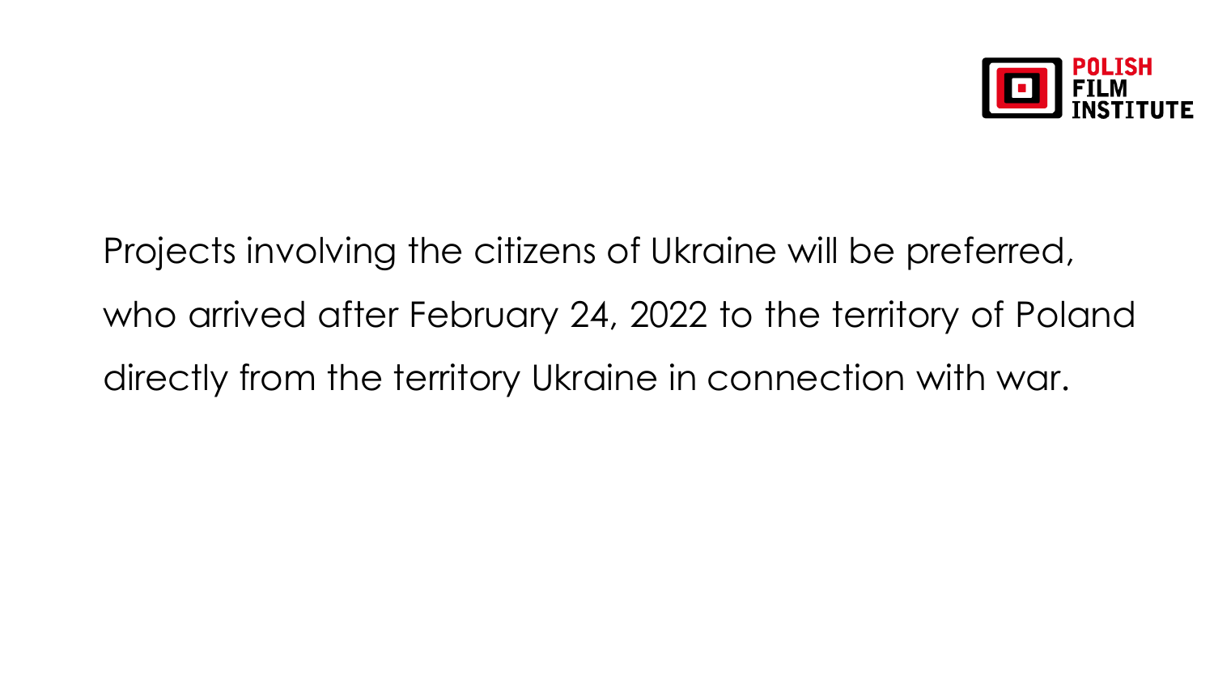Projects involving the citizens of Ukraine will be preferred, who arrived after February 24, 2022 to the territory of Poland directly from the territory Ukraine in connection with war.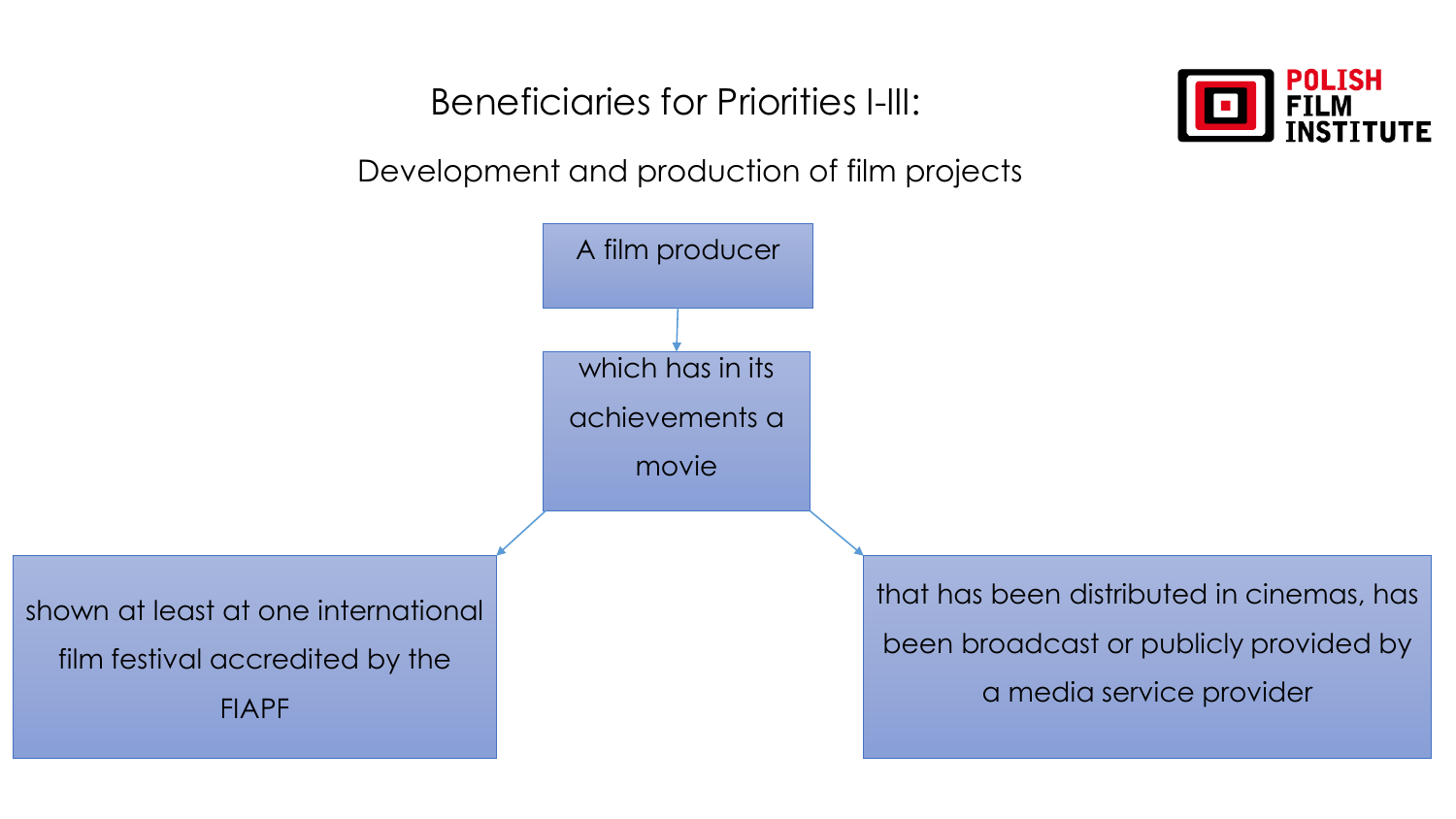# Beneficiaries for Priorities I-III:

## Development and production of film projects

A film producer

which has in its achievements a movie

- shown at least at one international film festival accredited by the FIAPF
- that has been distributed in cinemas, has been broadcast or publicly provided by a media service provider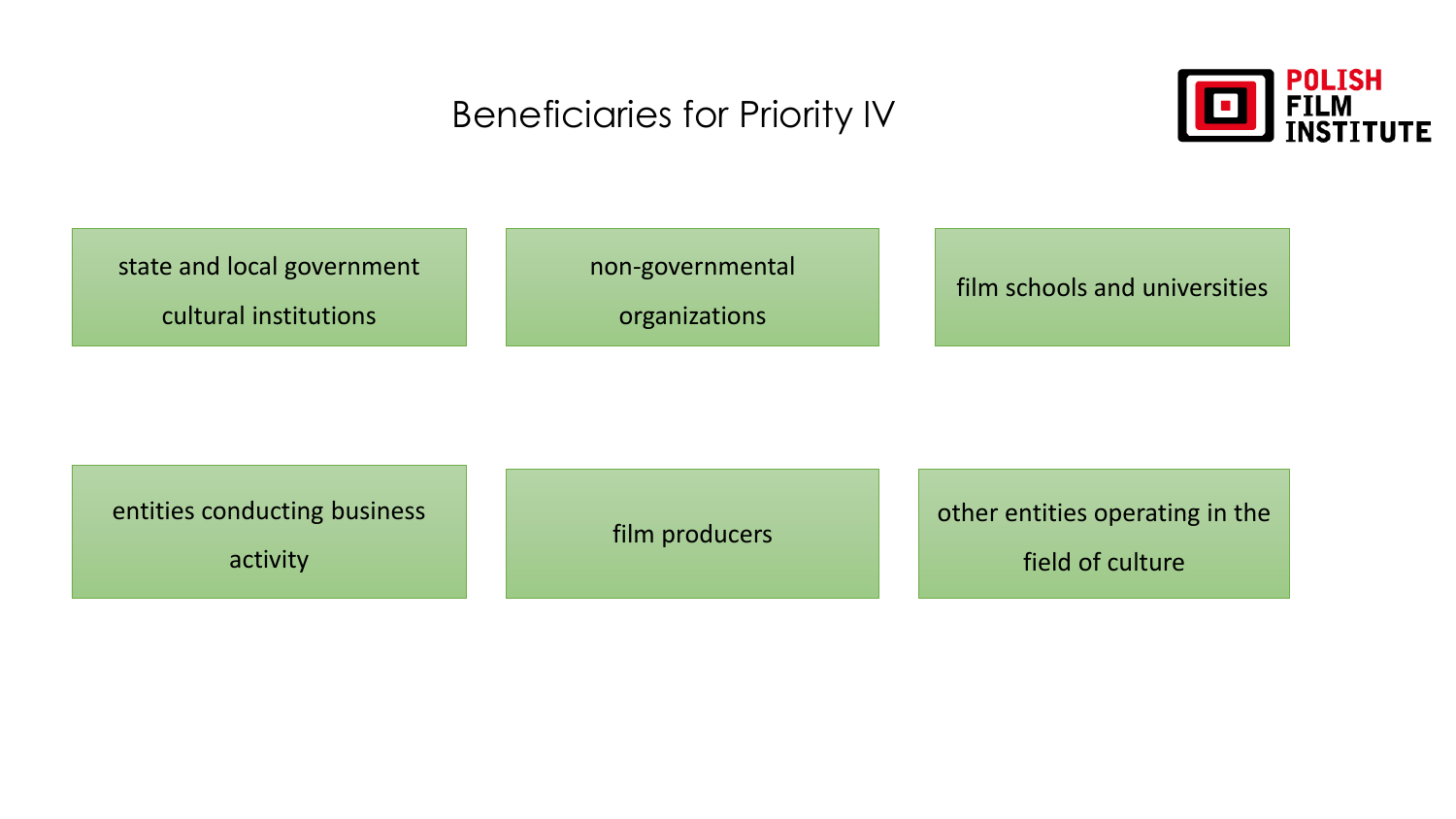# Beneficiaries for Priority IV

- state and local government cultural institutions
- non-governmental organizations
- film schools and universities
- entities conducting business activity
- film producers
- other entities operating in the field of culture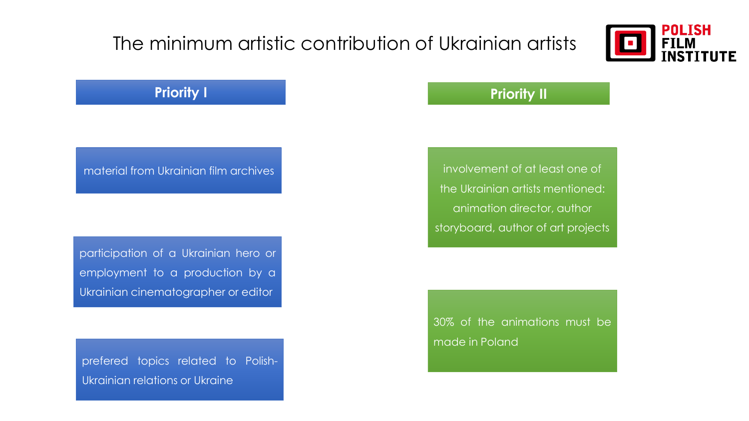# The minimum artistic contribution of Ukrainian artists

POLISH FILM INSTITUTE

## Priority I

- material from Ukrainian film archives
- participation of a Ukrainian hero or employment to a production by a Ukrainian cinematographer or editor
- prefered topics related to Polish-Ukrainian relations or Ukraine

## Priority II

- involvement of at least one of the Ukrainian artists mentioned: animation director, author storyboard, author of art projects
- 30% of the animations must be made in Poland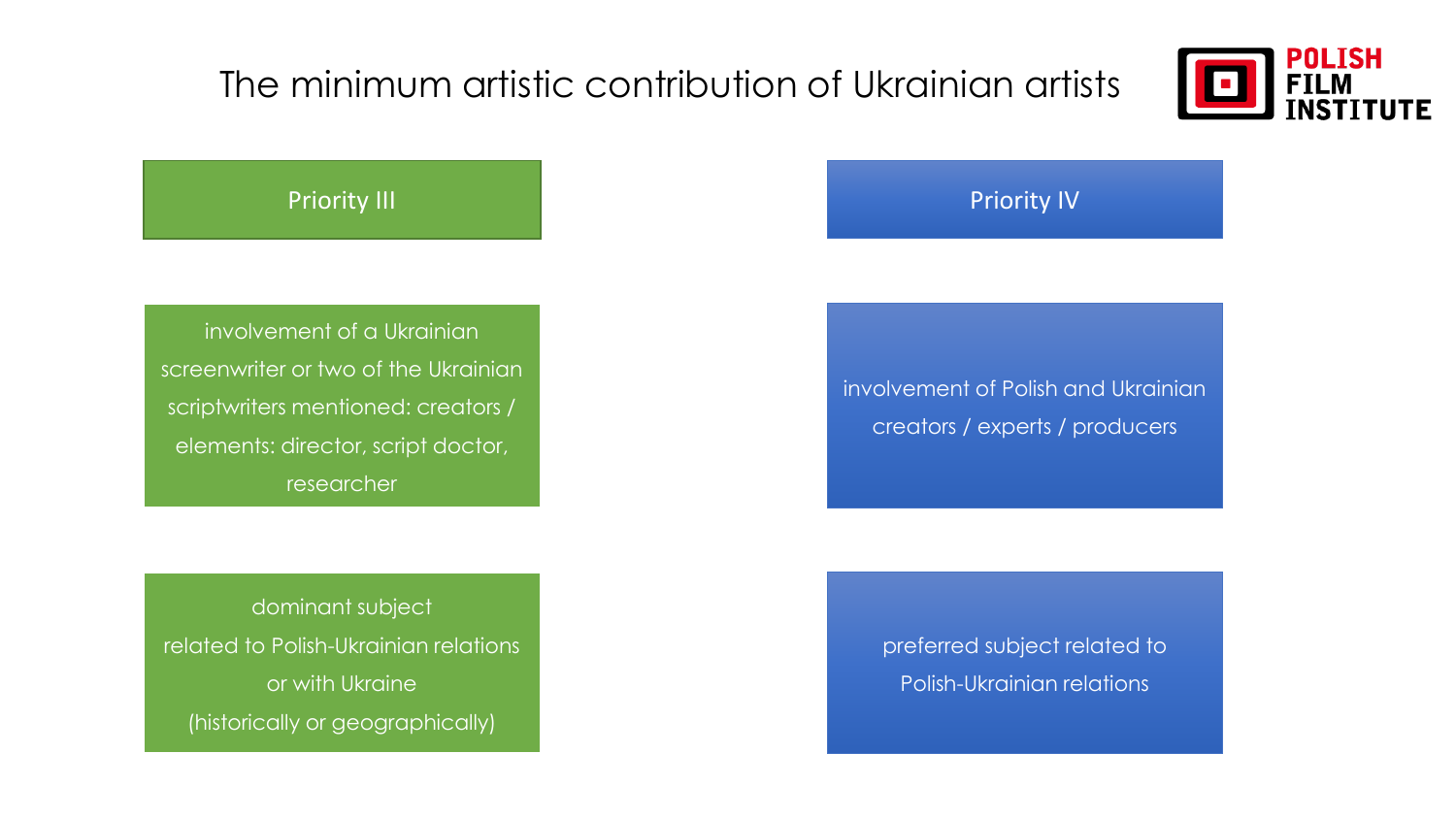# The minimum artistic contribution of Ukrainian artists

POLISH FILM INSTITUTE

| Priority III | Priority IV |
| --- | --- |
| involvement of a Ukrainian screenwriter or two of the Ukrainian scriptwriters mentioned: creators / elements: director, script doctor, researcher | involvement of Polish and Ukrainian creators / experts / producers |
| dominant subject related to Polish-Ukrainian relations or with Ukraine (historically or geographically) | preferred subject related to Polish-Ukrainian relations |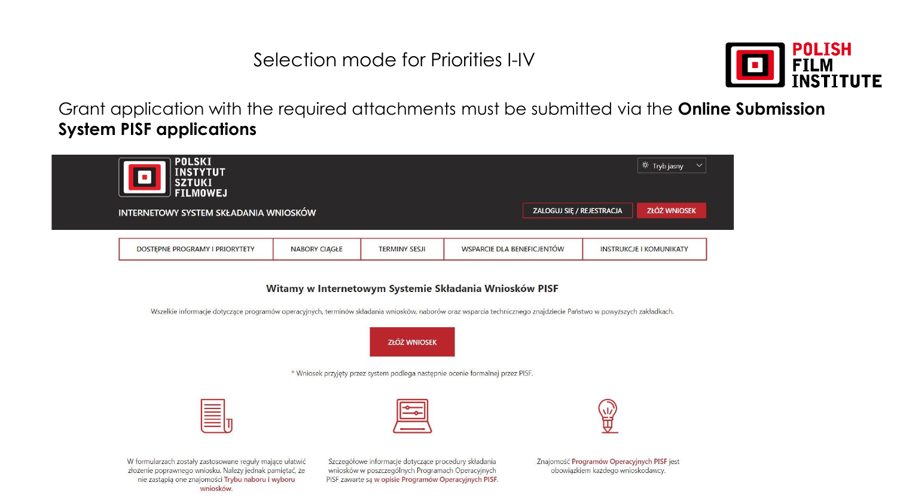# Selection mode for Priorities I-IV

POLISH FILM INSTITUTE

Grant application with the required attachments must be submitted via the **Online Submission System PISF applications**

POLSKI INSTYTUT SZTUKI FILMOWEJ

INTERNETOWY SYSTEM SKŁADANIA WNIOSKÓW

Tryb jasny

ZALOGUJ SIĘ / REJESTRACJA | ZŁÓŻ WNIOSEK

DOSTĘPNE PROGRAMY I PRIORYTETY | NABORY CIĄGŁE | TERMINY SESJI | WSPARCIE DLA BENEFICJENTÓW | INSTRUKCJE I KOMUNIKATY

**Witamy w Internetowym Systemie Składania Wniosków PISF**

Wszelkie informacje dotyczące programów operacyjnych, terminów składania wniosków, naborów oraz wsparcia technicznego znajdziecie Państwo w powyższych zakładkach.

ZŁÓŻ WNIOSEK

* Wniosek przyjęty przez system podlega następnie ocenie formalnej przez PISF.

W formularzach zostały zastosowane reguły mające ułatwić złożenie poprawnego wniosku. Należy jednak pamiętać, że nie zastąpią one znajomości Trybu naboru i wyboru wniosków.

Szczegółowe informacje dotyczące procedury składania wniosków w poszczególnych Programach Operacyjnych PISF zawarte są w opisie Programów Operacyjnych PISF.

Znajomość Programów Operacyjnych PISF jest obowiązkiem każdego wnioskodawcy.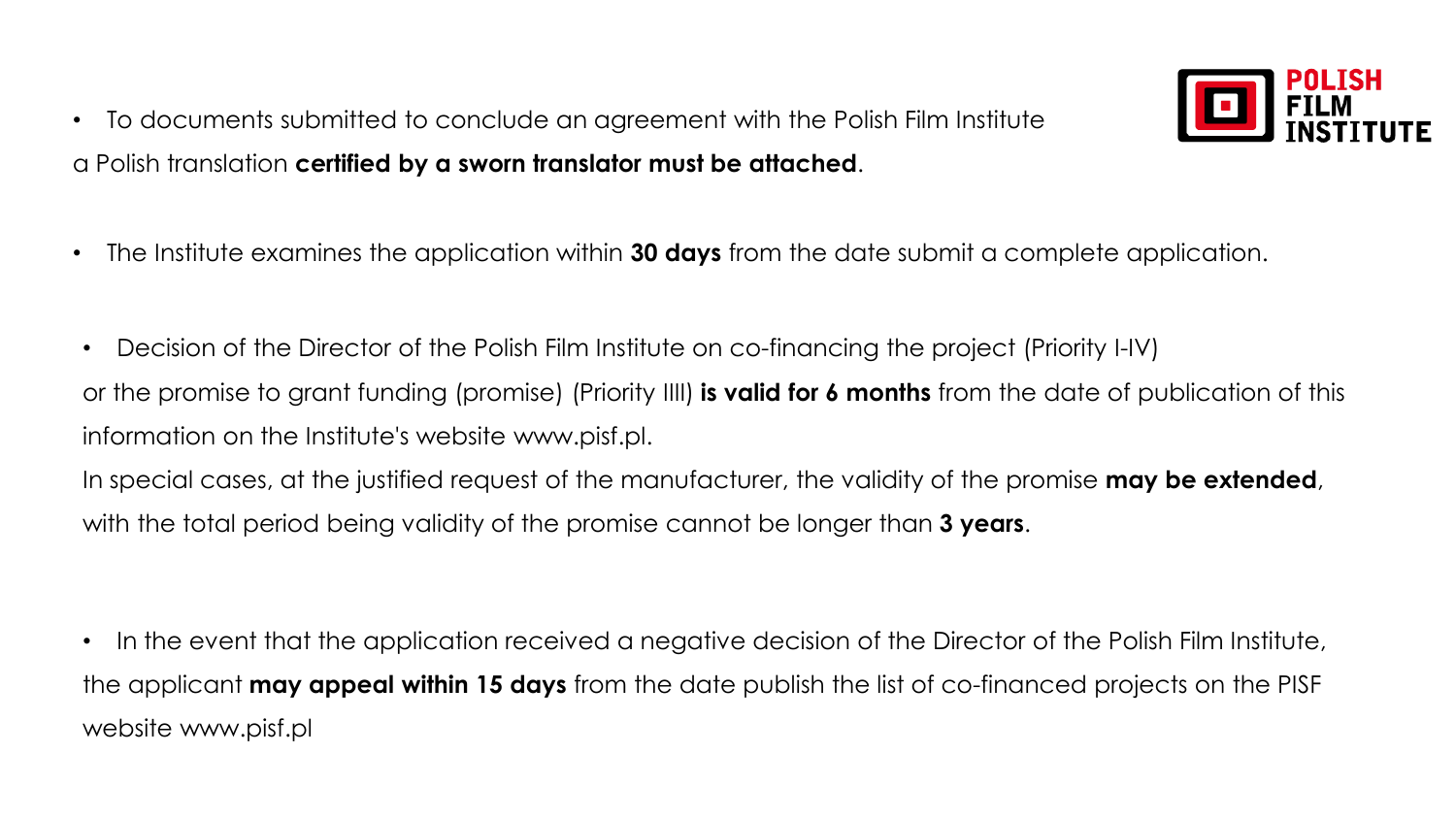- To documents submitted to conclude an agreement with the Polish Film Institute a Polish translation **certified by a sworn translator must be attached**.

- The Institute examines the application within **30 days** from the date submit a complete application.

- Decision of the Director of the Polish Film Institute on co-financing the project (Priority I-IV) or the promise to grant funding (promise) (Priority IIII) **is valid for 6 months** from the date of publication of this information on the Institute's website www.pisf.pl.
  In special cases, at the justified request of the manufacturer, the validity of the promise **may be extended**, with the total period being validity of the promise cannot be longer than **3 years**.

- In the event that the application received a negative decision of the Director of the Polish Film Institute, the applicant **may appeal within 15 days** from the date publish the list of co-financed projects on the PISF website www.pisf.pl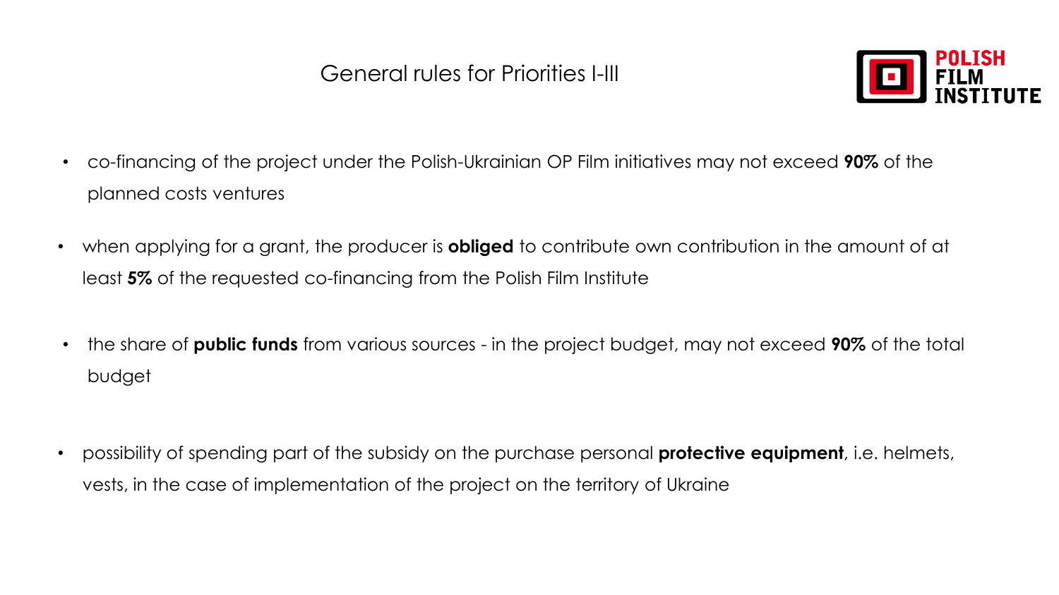# General rules for Priorities I-III

POLISH FILM INSTITUTE

- co-financing of the project under the Polish-Ukrainian OP Film initiatives may not exceed **90%** of the planned costs ventures
- when applying for a grant, the producer is **obliged** to contribute own contribution in the amount of at least **5%** of the requested co-financing from the Polish Film Institute
- the share of **public funds** from various sources - in the project budget, may not exceed **90%** of the total budget
- possibility of spending part of the subsidy on the purchase personal **protective equipment**, i.e. helmets, vests, in the case of implementation of the project on the territory of Ukraine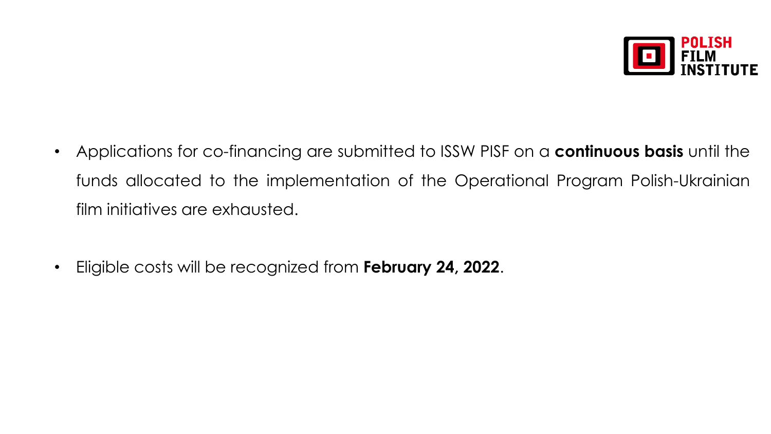- Applications for co-financing are submitted to ISSW PISF on a **continuous basis** until the funds allocated to the implementation of the Operational Program Polish-Ukrainian film initiatives are exhausted.

- Eligible costs will be recognized from **February 24, 2022**.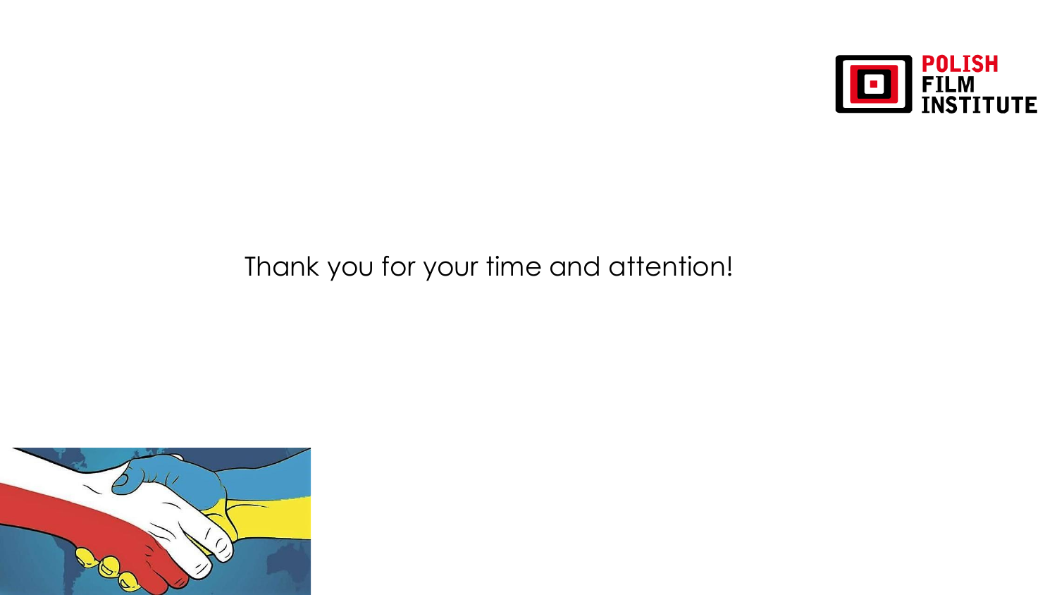Thank you for your time and attention!